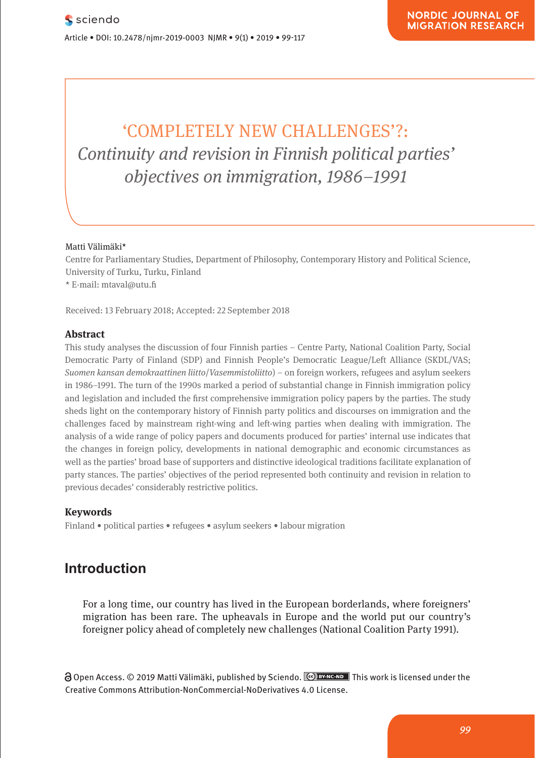# 'COMPLETELY NEW CHALLENGES'?: *Continuity and revision in Finnish political parties' objectives on immigration, 1986–1991*

Matti Välimäki*

Centre for Parliamentary Studies, Department of Philosophy, Contemporary History and Political Science, University of Turku, Turku, Finland

* E-mail: mtaval@utu.fi

Received: 13 February 2018; Accepted: 22 September 2018

## Abstract

This study analyses the discussion of four Finnish parties – Centre Party, National Coalition Party, Social Democratic Party of Finland (SDP) and Finnish People's Democratic League/Left Alliance (SKDL/VAS; *Suomen kansan demokraattinen liitto*/*Vasemmistoliitto*) – on foreign workers, refugees and asylum seekers in 1986–1991. The turn of the 1990s marked a period of substantial change in Finnish immigration policy and legislation and included the first comprehensive immigration policy papers by the parties. The study sheds light on the contemporary history of Finnish party politics and discourses on immigration and the challenges faced by mainstream right-wing and left-wing parties when dealing with immigration. The analysis of a wide range of policy papers and documents produced for parties' internal use indicates that the changes in foreign policy, developments in national demographic and economic circumstances as well as the parties' broad base of supporters and distinctive ideological traditions facilitate explanation of party stances. The parties' objectives of the period represented both continuity and revision in relation to previous decades' considerably restrictive politics.

## Keywords

Finland • political parties • refugees • asylum seekers • labour migration

## Introduction

> For a long time, our country has lived in the European borderlands, where foreigners' migration has been rare. The upheavals in Europe and the world put our country's foreigner policy ahead of completely new challenges (National Coalition Party 1991).

Open Access. © 2019 Matti Välimäki, published by Sciendo. This work is licensed under the Creative Commons Attribution-NonCommercial-NoDerivatives 4.0 License.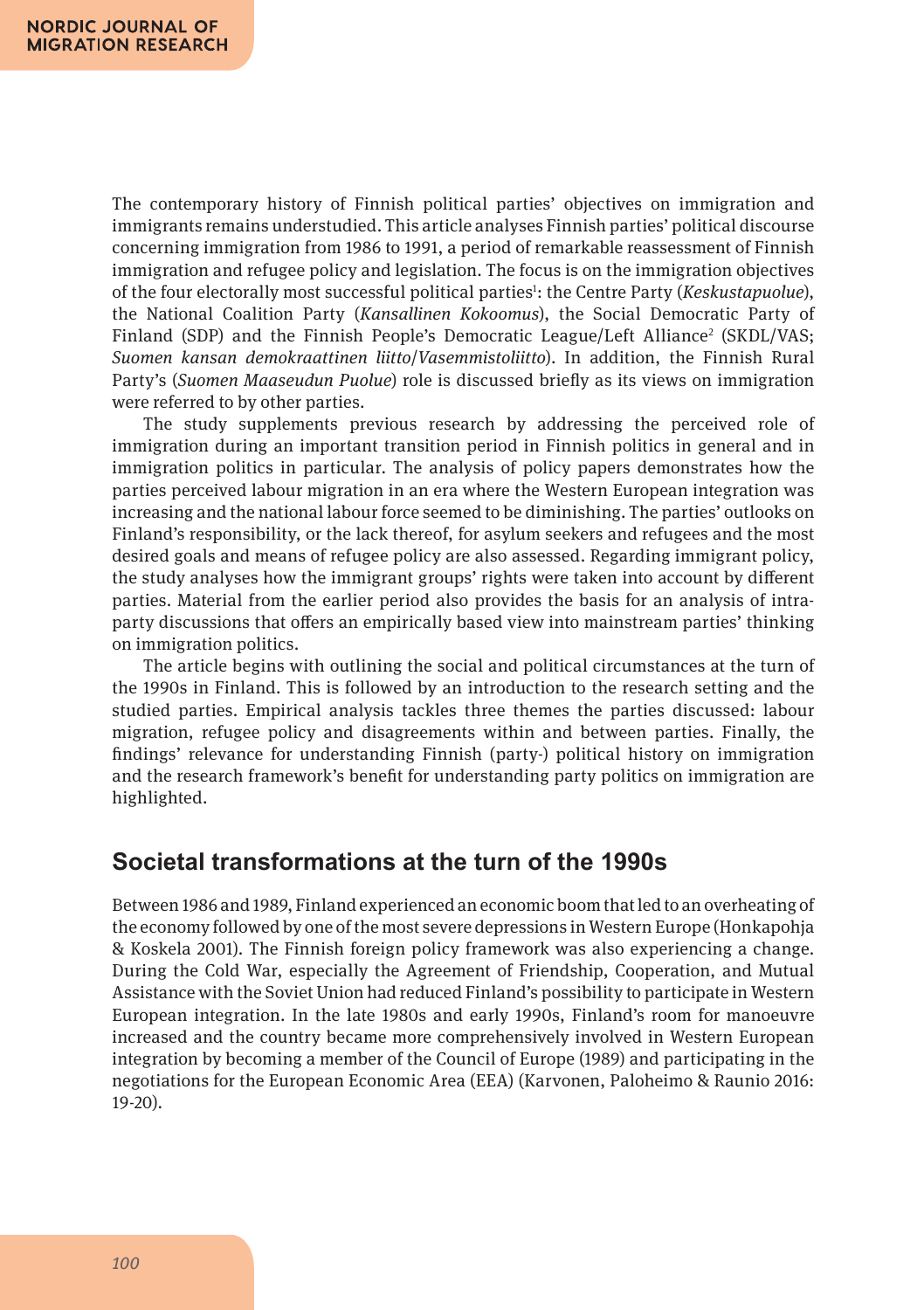The contemporary history of Finnish political parties' objectives on immigration and immigrants remains understudied. This article analyses Finnish parties' political discourse concerning immigration from 1986 to 1991, a period of remarkable reassessment of Finnish immigration and refugee policy and legislation. The focus is on the immigration objectives of the four electorally most successful political parties[1]: the Centre Party (*Keskustapuolue*), the National Coalition Party (*Kansallinen Kokoomus*), the Social Democratic Party of Finland (SDP) and the Finnish People's Democratic League/Left Alliance[2] (SKDL/VAS; *Suomen kansan demokraattinen liitto*/*Vasemmistoliitto*). In addition, the Finnish Rural Party's (*Suomen Maaseudun Puolue*) role is discussed briefly as its views on immigration were referred to by other parties.

The study supplements previous research by addressing the perceived role of immigration during an important transition period in Finnish politics in general and in immigration politics in particular. The analysis of policy papers demonstrates how the parties perceived labour migration in an era where the Western European integration was increasing and the national labour force seemed to be diminishing. The parties' outlooks on Finland's responsibility, or the lack thereof, for asylum seekers and refugees and the most desired goals and means of refugee policy are also assessed. Regarding immigrant policy, the study analyses how the immigrant groups' rights were taken into account by different parties. Material from the earlier period also provides the basis for an analysis of intra-party discussions that offers an empirically based view into mainstream parties' thinking on immigration politics.

The article begins with outlining the social and political circumstances at the turn of the 1990s in Finland. This is followed by an introduction to the research setting and the studied parties. Empirical analysis tackles three themes the parties discussed: labour migration, refugee policy and disagreements within and between parties. Finally, the findings' relevance for understanding Finnish (party-) political history on immigration and the research framework's benefit for understanding party politics on immigration are highlighted.

## Societal transformations at the turn of the 1990s

Between 1986 and 1989, Finland experienced an economic boom that led to an overheating of the economy followed by one of the most severe depressions in Western Europe (Honkapohja & Koskela 2001). The Finnish foreign policy framework was also experiencing a change. During the Cold War, especially the Agreement of Friendship, Cooperation, and Mutual Assistance with the Soviet Union had reduced Finland's possibility to participate in Western European integration. In the late 1980s and early 1990s, Finland's room for manoeuvre increased and the country became more comprehensively involved in Western European integration by becoming a member of the Council of Europe (1989) and participating in the negotiations for the European Economic Area (EEA) (Karvonen, Paloheimo & Raunio 2016: 19-20).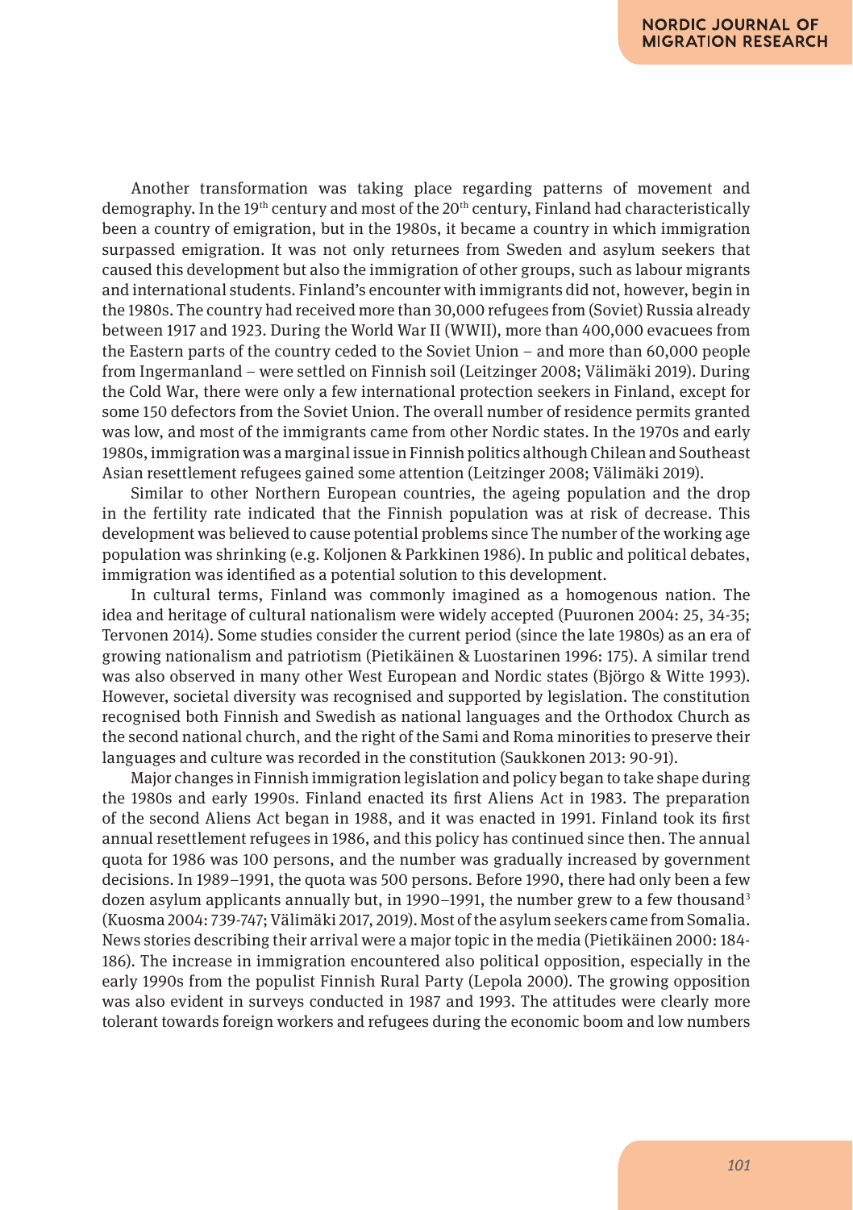Another transformation was taking place regarding patterns of movement and demography. In the 19th century and most of the 20th century, Finland had characteristically been a country of emigration, but in the 1980s, it became a country in which immigration surpassed emigration. It was not only returnees from Sweden and asylum seekers that caused this development but also the immigration of other groups, such as labour migrants and international students. Finland's encounter with immigrants did not, however, begin in the 1980s. The country had received more than 30,000 refugees from (Soviet) Russia already between 1917 and 1923. During the World War II (WWII), more than 400,000 evacuees from the Eastern parts of the country ceded to the Soviet Union – and more than 60,000 people from Ingermanland – were settled on Finnish soil (Leitzinger 2008; Välimäki 2019). During the Cold War, there were only a few international protection seekers in Finland, except for some 150 defectors from the Soviet Union. The overall number of residence permits granted was low, and most of the immigrants came from other Nordic states. In the 1970s and early 1980s, immigration was a marginal issue in Finnish politics although Chilean and Southeast Asian resettlement refugees gained some attention (Leitzinger 2008; Välimäki 2019).

Similar to other Northern European countries, the ageing population and the drop in the fertility rate indicated that the Finnish population was at risk of decrease. This development was believed to cause potential problems since The number of the working age population was shrinking (e.g. Koljonen & Parkkinen 1986). In public and political debates, immigration was identified as a potential solution to this development.

In cultural terms, Finland was commonly imagined as a homogenous nation. The idea and heritage of cultural nationalism were widely accepted (Puuronen 2004: 25, 34-35; Tervonen 2014). Some studies consider the current period (since the late 1980s) as an era of growing nationalism and patriotism (Pietikäinen & Luostarinen 1996: 175). A similar trend was also observed in many other West European and Nordic states (Björgo & Witte 1993). However, societal diversity was recognised and supported by legislation. The constitution recognised both Finnish and Swedish as national languages and the Orthodox Church as the second national church, and the right of the Sami and Roma minorities to preserve their languages and culture was recorded in the constitution (Saukkonen 2013: 90-91).

Major changes in Finnish immigration legislation and policy began to take shape during the 1980s and early 1990s. Finland enacted its first Aliens Act in 1983. The preparation of the second Aliens Act began in 1988, and it was enacted in 1991. Finland took its first annual resettlement refugees in 1986, and this policy has continued since then. The annual quota for 1986 was 100 persons, and the number was gradually increased by government decisions. In 1989–1991, the quota was 500 persons. Before 1990, there had only been a few dozen asylum applicants annually but, in 1990–1991, the number grew to a few thousand[3] (Kuosma 2004: 739-747; Välimäki 2017, 2019). Most of the asylum seekers came from Somalia. News stories describing their arrival were a major topic in the media (Pietikäinen 2000: 184-186). The increase in immigration encountered also political opposition, especially in the early 1990s from the populist Finnish Rural Party (Lepola 2000). The growing opposition was also evident in surveys conducted in 1987 and 1993. The attitudes were clearly more tolerant towards foreign workers and refugees during the economic boom and low numbers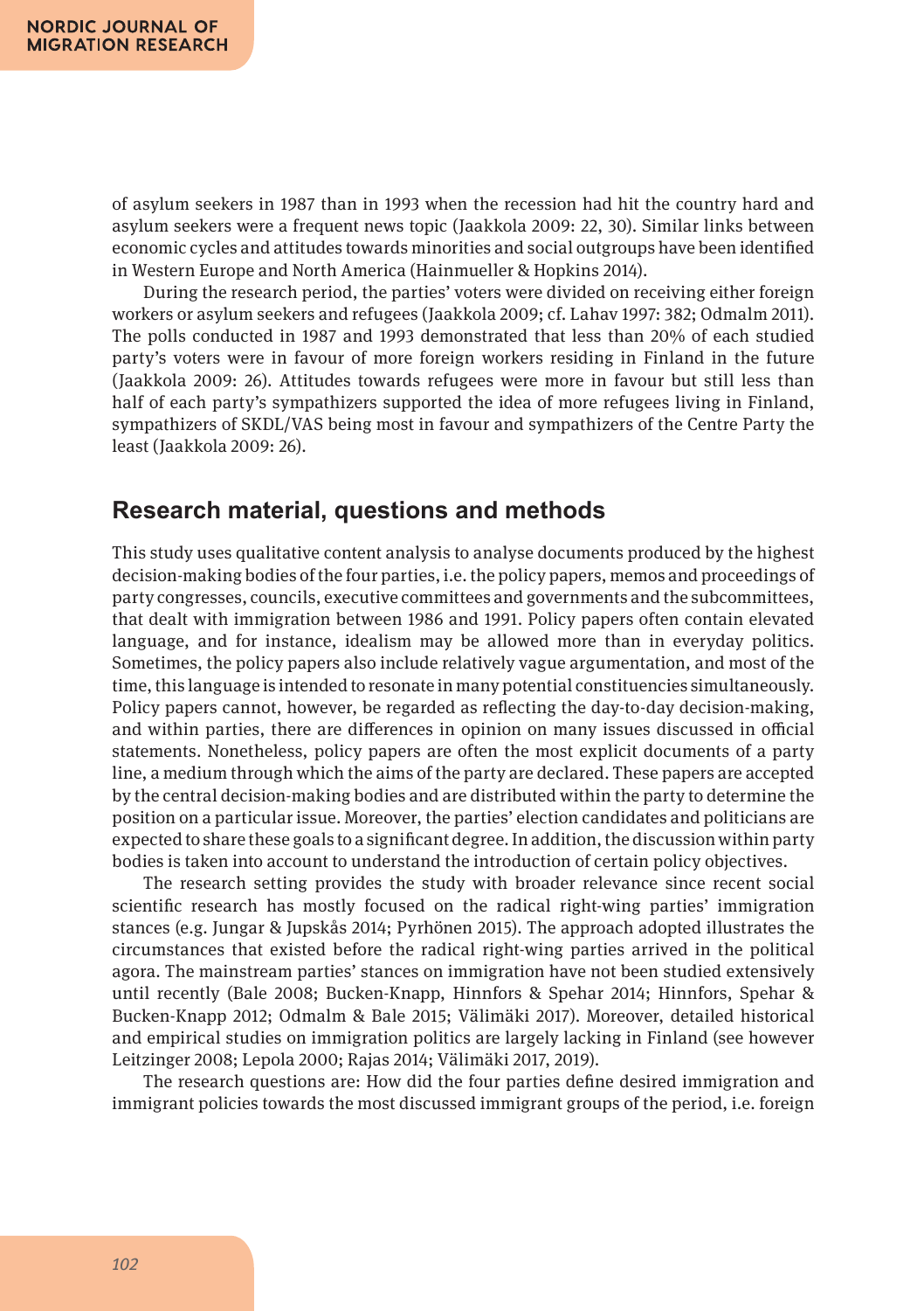of asylum seekers in 1987 than in 1993 when the recession had hit the country hard and asylum seekers were a frequent news topic (Jaakkola 2009: 22, 30). Similar links between economic cycles and attitudes towards minorities and social outgroups have been identified in Western Europe and North America (Hainmueller & Hopkins 2014).

During the research period, the parties' voters were divided on receiving either foreign workers or asylum seekers and refugees (Jaakkola 2009; cf. Lahav 1997: 382; Odmalm 2011). The polls conducted in 1987 and 1993 demonstrated that less than 20% of each studied party's voters were in favour of more foreign workers residing in Finland in the future (Jaakkola 2009: 26). Attitudes towards refugees were more in favour but still less than half of each party's sympathizers supported the idea of more refugees living in Finland, sympathizers of SKDL/VAS being most in favour and sympathizers of the Centre Party the least (Jaakkola 2009: 26).

## Research material, questions and methods

This study uses qualitative content analysis to analyse documents produced by the highest decision-making bodies of the four parties, i.e. the policy papers, memos and proceedings of party congresses, councils, executive committees and governments and the subcommittees, that dealt with immigration between 1986 and 1991. Policy papers often contain elevated language, and for instance, idealism may be allowed more than in everyday politics. Sometimes, the policy papers also include relatively vague argumentation, and most of the time, this language is intended to resonate in many potential constituencies simultaneously. Policy papers cannot, however, be regarded as reflecting the day-to-day decision-making, and within parties, there are differences in opinion on many issues discussed in official statements. Nonetheless, policy papers are often the most explicit documents of a party line, a medium through which the aims of the party are declared. These papers are accepted by the central decision-making bodies and are distributed within the party to determine the position on a particular issue. Moreover, the parties' election candidates and politicians are expected to share these goals to a significant degree. In addition, the discussion within party bodies is taken into account to understand the introduction of certain policy objectives.

The research setting provides the study with broader relevance since recent social scientific research has mostly focused on the radical right-wing parties' immigration stances (e.g. Jungar & Jupskås 2014; Pyrhönen 2015). The approach adopted illustrates the circumstances that existed before the radical right-wing parties arrived in the political agora. The mainstream parties' stances on immigration have not been studied extensively until recently (Bale 2008; Bucken-Knapp, Hinnfors & Spehar 2014; Hinnfors, Spehar & Bucken-Knapp 2012; Odmalm & Bale 2015; Välimäki 2017). Moreover, detailed historical and empirical studies on immigration politics are largely lacking in Finland (see however Leitzinger 2008; Lepola 2000; Rajas 2014; Välimäki 2017, 2019).

The research questions are: How did the four parties define desired immigration and immigrant policies towards the most discussed immigrant groups of the period, i.e. foreign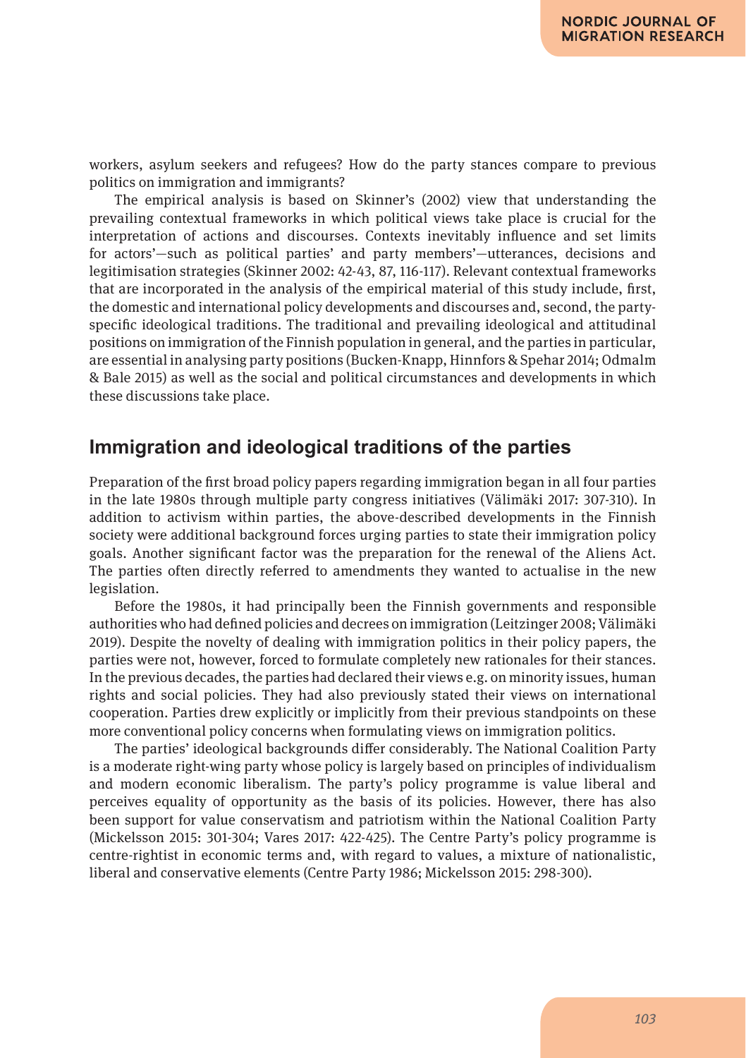workers, asylum seekers and refugees? How do the party stances compare to previous politics on immigration and immigrants?

The empirical analysis is based on Skinner's (2002) view that understanding the prevailing contextual frameworks in which political views take place is crucial for the interpretation of actions and discourses. Contexts inevitably influence and set limits for actors'—such as political parties' and party members'—utterances, decisions and legitimisation strategies (Skinner 2002: 42-43, 87, 116-117). Relevant contextual frameworks that are incorporated in the analysis of the empirical material of this study include, first, the domestic and international policy developments and discourses and, second, the party-specific ideological traditions. The traditional and prevailing ideological and attitudinal positions on immigration of the Finnish population in general, and the parties in particular, are essential in analysing party positions (Bucken-Knapp, Hinnfors & Spehar 2014; Odmalm & Bale 2015) as well as the social and political circumstances and developments in which these discussions take place.

## Immigration and ideological traditions of the parties

Preparation of the first broad policy papers regarding immigration began in all four parties in the late 1980s through multiple party congress initiatives (Välimäki 2017: 307-310). In addition to activism within parties, the above-described developments in the Finnish society were additional background forces urging parties to state their immigration policy goals. Another significant factor was the preparation for the renewal of the Aliens Act. The parties often directly referred to amendments they wanted to actualise in the new legislation.

Before the 1980s, it had principally been the Finnish governments and responsible authorities who had defined policies and decrees on immigration (Leitzinger 2008; Välimäki 2019). Despite the novelty of dealing with immigration politics in their policy papers, the parties were not, however, forced to formulate completely new rationales for their stances. In the previous decades, the parties had declared their views e.g. on minority issues, human rights and social policies. They had also previously stated their views on international cooperation. Parties drew explicitly or implicitly from their previous standpoints on these more conventional policy concerns when formulating views on immigration politics.

The parties' ideological backgrounds differ considerably. The National Coalition Party is a moderate right-wing party whose policy is largely based on principles of individualism and modern economic liberalism. The party's policy programme is value liberal and perceives equality of opportunity as the basis of its policies. However, there has also been support for value conservatism and patriotism within the National Coalition Party (Mickelsson 2015: 301-304; Vares 2017: 422-425). The Centre Party's policy programme is centre-rightist in economic terms and, with regard to values, a mixture of nationalistic, liberal and conservative elements (Centre Party 1986; Mickelsson 2015: 298-300).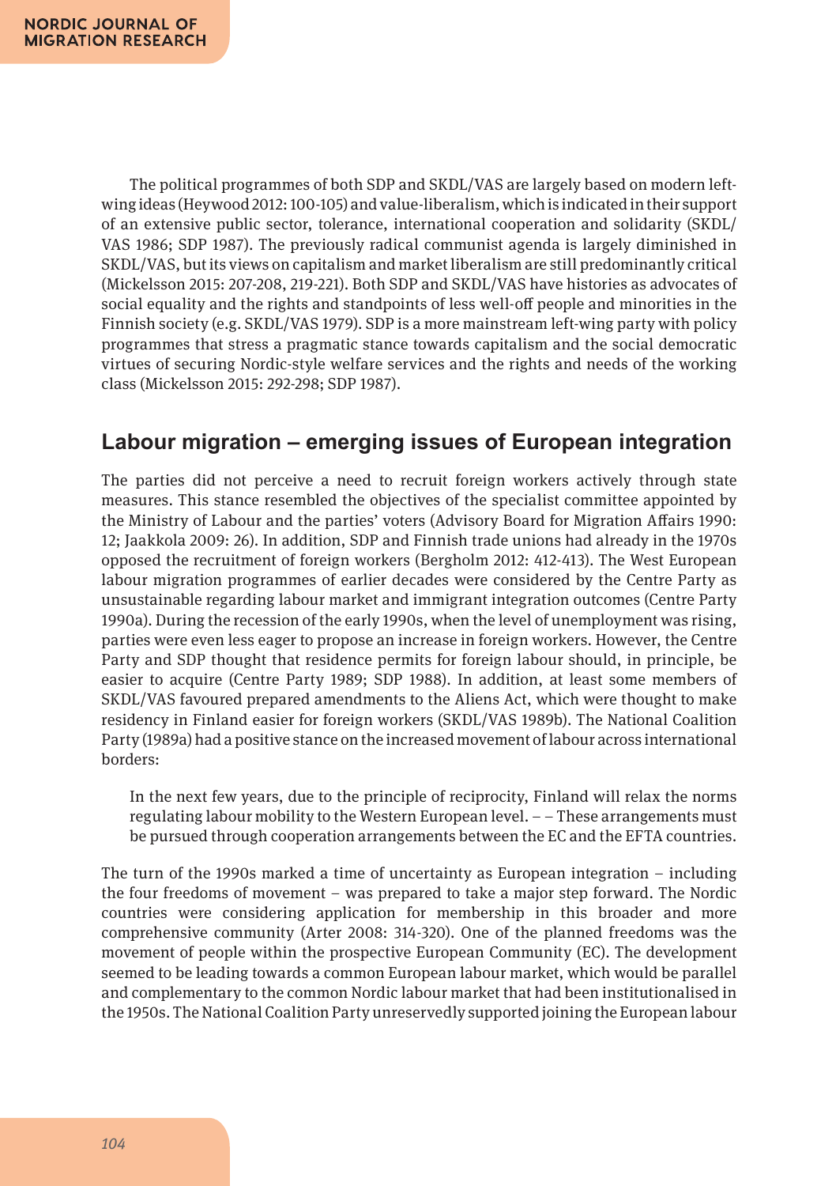The political programmes of both SDP and SKDL/VAS are largely based on modern left-wing ideas (Heywood 2012: 100-105) and value-liberalism, which is indicated in their support of an extensive public sector, tolerance, international cooperation and solidarity (SKDL/VAS 1986; SDP 1987). The previously radical communist agenda is largely diminished in SKDL/VAS, but its views on capitalism and market liberalism are still predominantly critical (Mickelsson 2015: 207-208, 219-221). Both SDP and SKDL/VAS have histories as advocates of social equality and the rights and standpoints of less well-off people and minorities in the Finnish society (e.g. SKDL/VAS 1979). SDP is a more mainstream left-wing party with policy programmes that stress a pragmatic stance towards capitalism and the social democratic virtues of securing Nordic-style welfare services and the rights and needs of the working class (Mickelsson 2015: 292-298; SDP 1987).

## Labour migration – emerging issues of European integration

The parties did not perceive a need to recruit foreign workers actively through state measures. This stance resembled the objectives of the specialist committee appointed by the Ministry of Labour and the parties' voters (Advisory Board for Migration Affairs 1990: 12; Jaakkola 2009: 26). In addition, SDP and Finnish trade unions had already in the 1970s opposed the recruitment of foreign workers (Bergholm 2012: 412-413). The West European labour migration programmes of earlier decades were considered by the Centre Party as unsustainable regarding labour market and immigrant integration outcomes (Centre Party 1990a). During the recession of the early 1990s, when the level of unemployment was rising, parties were even less eager to propose an increase in foreign workers. However, the Centre Party and SDP thought that residence permits for foreign labour should, in principle, be easier to acquire (Centre Party 1989; SDP 1988). In addition, at least some members of SKDL/VAS favoured prepared amendments to the Aliens Act, which were thought to make residency in Finland easier for foreign workers (SKDL/VAS 1989b). The National Coalition Party (1989a) had a positive stance on the increased movement of labour across international borders:

> In the next few years, due to the principle of reciprocity, Finland will relax the norms regulating labour mobility to the Western European level. – – These arrangements must be pursued through cooperation arrangements between the EC and the EFTA countries.

The turn of the 1990s marked a time of uncertainty as European integration – including the four freedoms of movement – was prepared to take a major step forward. The Nordic countries were considering application for membership in this broader and more comprehensive community (Arter 2008: 314-320). One of the planned freedoms was the movement of people within the prospective European Community (EC). The development seemed to be leading towards a common European labour market, which would be parallel and complementary to the common Nordic labour market that had been institutionalised in the 1950s. The National Coalition Party unreservedly supported joining the European labour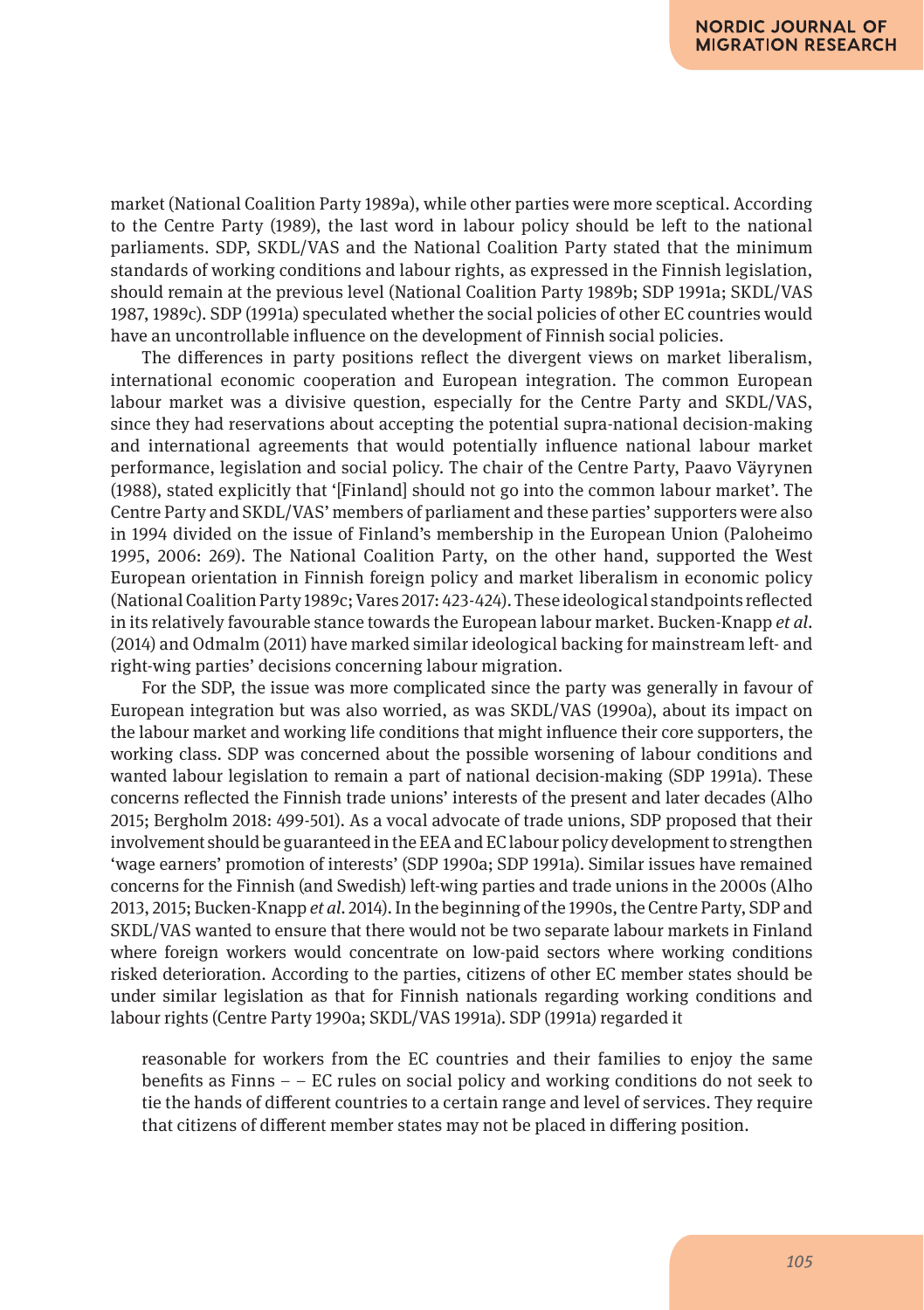market (National Coalition Party 1989a), while other parties were more sceptical. According to the Centre Party (1989), the last word in labour policy should be left to the national parliaments. SDP, SKDL/VAS and the National Coalition Party stated that the minimum standards of working conditions and labour rights, as expressed in the Finnish legislation, should remain at the previous level (National Coalition Party 1989b; SDP 1991a; SKDL/VAS 1987, 1989c). SDP (1991a) speculated whether the social policies of other EC countries would have an uncontrollable influence on the development of Finnish social policies.

The differences in party positions reflect the divergent views on market liberalism, international economic cooperation and European integration. The common European labour market was a divisive question, especially for the Centre Party and SKDL/VAS, since they had reservations about accepting the potential supra-national decision-making and international agreements that would potentially influence national labour market performance, legislation and social policy. The chair of the Centre Party, Paavo Väyrynen (1988), stated explicitly that '[Finland] should not go into the common labour market'. The Centre Party and SKDL/VAS' members of parliament and these parties' supporters were also in 1994 divided on the issue of Finland's membership in the European Union (Paloheimo 1995, 2006: 269). The National Coalition Party, on the other hand, supported the West European orientation in Finnish foreign policy and market liberalism in economic policy (National Coalition Party 1989c; Vares 2017: 423-424). These ideological standpoints reflected in its relatively favourable stance towards the European labour market. Bucken-Knapp *et al.* (2014) and Odmalm (2011) have marked similar ideological backing for mainstream left- and right-wing parties' decisions concerning labour migration.

For the SDP, the issue was more complicated since the party was generally in favour of European integration but was also worried, as was SKDL/VAS (1990a), about its impact on the labour market and working life conditions that might influence their core supporters, the working class. SDP was concerned about the possible worsening of labour conditions and wanted labour legislation to remain a part of national decision-making (SDP 1991a). These concerns reflected the Finnish trade unions' interests of the present and later decades (Alho 2015; Bergholm 2018: 499-501). As a vocal advocate of trade unions, SDP proposed that their involvement should be guaranteed in the EEA and EC labour policy development to strengthen 'wage earners' promotion of interests' (SDP 1990a; SDP 1991a). Similar issues have remained concerns for the Finnish (and Swedish) left-wing parties and trade unions in the 2000s (Alho 2013, 2015; Bucken-Knapp *et al.* 2014). In the beginning of the 1990s, the Centre Party, SDP and SKDL/VAS wanted to ensure that there would not be two separate labour markets in Finland where foreign workers would concentrate on low-paid sectors where working conditions risked deterioration. According to the parties, citizens of other EC member states should be under similar legislation as that for Finnish nationals regarding working conditions and labour rights (Centre Party 1990a; SKDL/VAS 1991a). SDP (1991a) regarded it

> reasonable for workers from the EC countries and their families to enjoy the same benefits as Finns – – EC rules on social policy and working conditions do not seek to tie the hands of different countries to a certain range and level of services. They require that citizens of different member states may not be placed in differing position.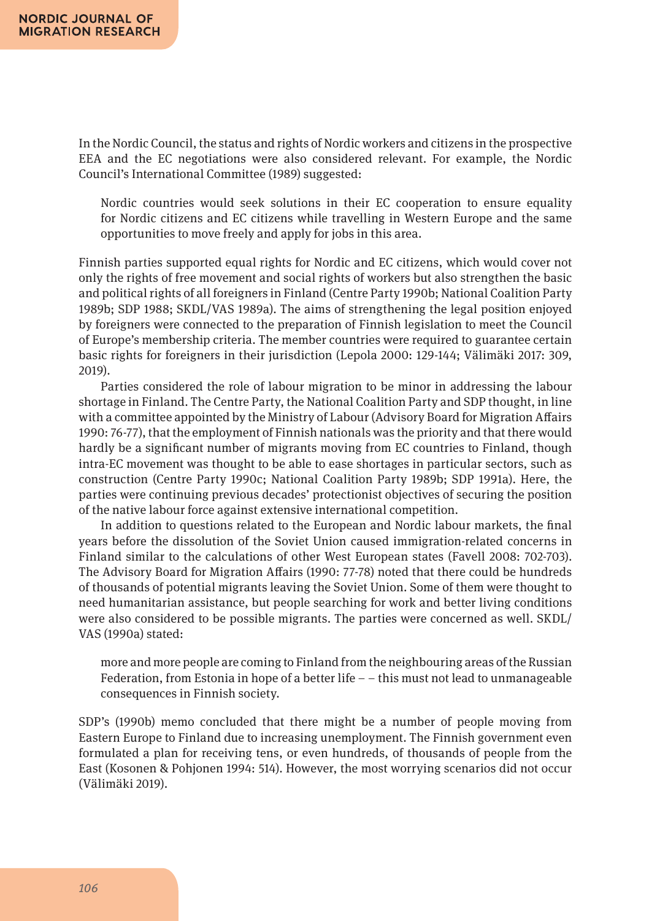In the Nordic Council, the status and rights of Nordic workers and citizens in the prospective EEA and the EC negotiations were also considered relevant. For example, the Nordic Council's International Committee (1989) suggested:

> Nordic countries would seek solutions in their EC cooperation to ensure equality for Nordic citizens and EC citizens while travelling in Western Europe and the same opportunities to move freely and apply for jobs in this area.

Finnish parties supported equal rights for Nordic and EC citizens, which would cover not only the rights of free movement and social rights of workers but also strengthen the basic and political rights of all foreigners in Finland (Centre Party 1990b; National Coalition Party 1989b; SDP 1988; SKDL/VAS 1989a). The aims of strengthening the legal position enjoyed by foreigners were connected to the preparation of Finnish legislation to meet the Council of Europe's membership criteria. The member countries were required to guarantee certain basic rights for foreigners in their jurisdiction (Lepola 2000: 129-144; Välimäki 2017: 309, 2019).

Parties considered the role of labour migration to be minor in addressing the labour shortage in Finland. The Centre Party, the National Coalition Party and SDP thought, in line with a committee appointed by the Ministry of Labour (Advisory Board for Migration Affairs 1990: 76-77), that the employment of Finnish nationals was the priority and that there would hardly be a significant number of migrants moving from EC countries to Finland, though intra-EC movement was thought to be able to ease shortages in particular sectors, such as construction (Centre Party 1990c; National Coalition Party 1989b; SDP 1991a). Here, the parties were continuing previous decades' protectionist objectives of securing the position of the native labour force against extensive international competition.

In addition to questions related to the European and Nordic labour markets, the final years before the dissolution of the Soviet Union caused immigration-related concerns in Finland similar to the calculations of other West European states (Favell 2008: 702-703). The Advisory Board for Migration Affairs (1990: 77-78) noted that there could be hundreds of thousands of potential migrants leaving the Soviet Union. Some of them were thought to need humanitarian assistance, but people searching for work and better living conditions were also considered to be possible migrants. The parties were concerned as well. SKDL/VAS (1990a) stated:

> more and more people are coming to Finland from the neighbouring areas of the Russian Federation, from Estonia in hope of a better life – – this must not lead to unmanageable consequences in Finnish society.

SDP's (1990b) memo concluded that there might be a number of people moving from Eastern Europe to Finland due to increasing unemployment. The Finnish government even formulated a plan for receiving tens, or even hundreds, of thousands of people from the East (Kosonen & Pohjonen 1994: 514). However, the most worrying scenarios did not occur (Välimäki 2019).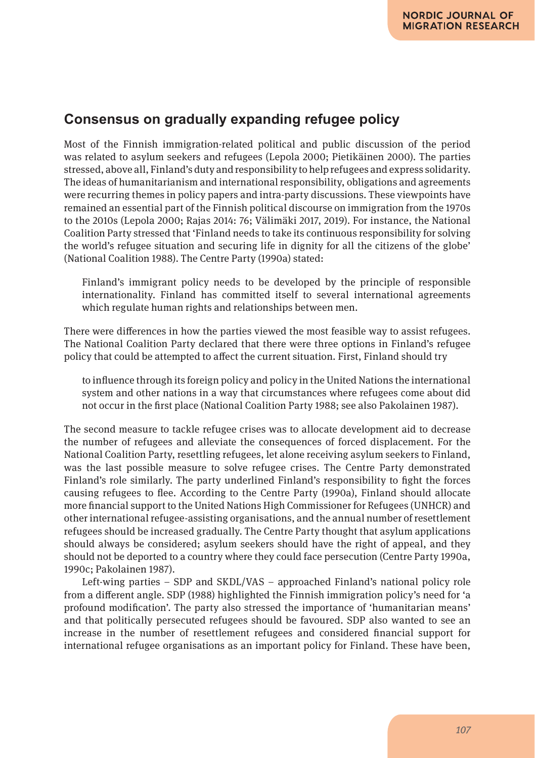## Consensus on gradually expanding refugee policy

Most of the Finnish immigration-related political and public discussion of the period was related to asylum seekers and refugees (Lepola 2000; Pietikäinen 2000). The parties stressed, above all, Finland's duty and responsibility to help refugees and express solidarity. The ideas of humanitarianism and international responsibility, obligations and agreements were recurring themes in policy papers and intra-party discussions. These viewpoints have remained an essential part of the Finnish political discourse on immigration from the 1970s to the 2010s (Lepola 2000; Rajas 2014: 76; Välimäki 2017, 2019). For instance, the National Coalition Party stressed that 'Finland needs to take its continuous responsibility for solving the world's refugee situation and securing life in dignity for all the citizens of the globe' (National Coalition 1988). The Centre Party (1990a) stated:

> Finland's immigrant policy needs to be developed by the principle of responsible internationality. Finland has committed itself to several international agreements which regulate human rights and relationships between men.

There were differences in how the parties viewed the most feasible way to assist refugees. The National Coalition Party declared that there were three options in Finland's refugee policy that could be attempted to affect the current situation. First, Finland should try

> to influence through its foreign policy and policy in the United Nations the international system and other nations in a way that circumstances where refugees come about did not occur in the first place (National Coalition Party 1988; see also Pakolainen 1987).

The second measure to tackle refugee crises was to allocate development aid to decrease the number of refugees and alleviate the consequences of forced displacement. For the National Coalition Party, resettling refugees, let alone receiving asylum seekers to Finland, was the last possible measure to solve refugee crises. The Centre Party demonstrated Finland's role similarly. The party underlined Finland's responsibility to fight the forces causing refugees to flee. According to the Centre Party (1990a), Finland should allocate more financial support to the United Nations High Commissioner for Refugees (UNHCR) and other international refugee-assisting organisations, and the annual number of resettlement refugees should be increased gradually. The Centre Party thought that asylum applications should always be considered; asylum seekers should have the right of appeal, and they should not be deported to a country where they could face persecution (Centre Party 1990a, 1990c; Pakolainen 1987).

Left-wing parties – SDP and SKDL/VAS – approached Finland's national policy role from a different angle. SDP (1988) highlighted the Finnish immigration policy's need for 'a profound modification'. The party also stressed the importance of 'humanitarian means' and that politically persecuted refugees should be favoured. SDP also wanted to see an increase in the number of resettlement refugees and considered financial support for international refugee organisations as an important policy for Finland. These have been,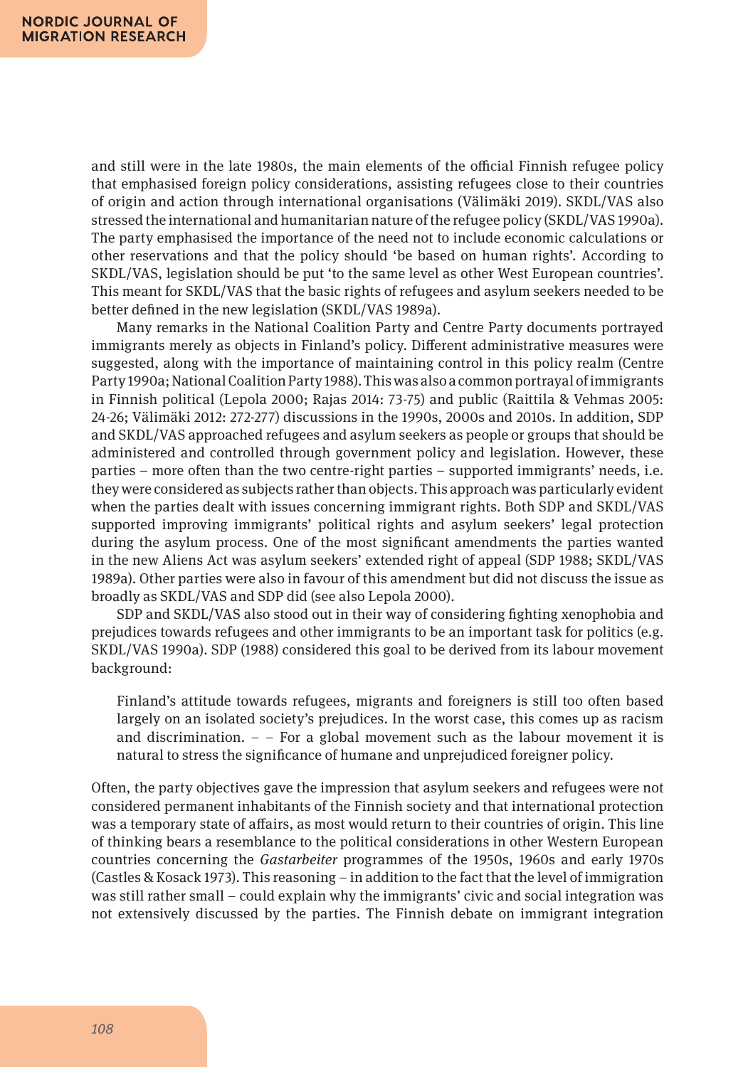and still were in the late 1980s, the main elements of the official Finnish refugee policy that emphasised foreign policy considerations, assisting refugees close to their countries of origin and action through international organisations (Välimäki 2019). SKDL/VAS also stressed the international and humanitarian nature of the refugee policy (SKDL/VAS 1990a). The party emphasised the importance of the need not to include economic calculations or other reservations and that the policy should 'be based on human rights'. According to SKDL/VAS, legislation should be put 'to the same level as other West European countries'. This meant for SKDL/VAS that the basic rights of refugees and asylum seekers needed to be better defined in the new legislation (SKDL/VAS 1989a).

Many remarks in the National Coalition Party and Centre Party documents portrayed immigrants merely as objects in Finland's policy. Different administrative measures were suggested, along with the importance of maintaining control in this policy realm (Centre Party 1990a; National Coalition Party 1988). This was also a common portrayal of immigrants in Finnish political (Lepola 2000; Rajas 2014: 73-75) and public (Raittila & Vehmas 2005: 24-26; Välimäki 2012: 272-277) discussions in the 1990s, 2000s and 2010s. In addition, SDP and SKDL/VAS approached refugees and asylum seekers as people or groups that should be administered and controlled through government policy and legislation. However, these parties – more often than the two centre-right parties – supported immigrants' needs, i.e. they were considered as subjects rather than objects. This approach was particularly evident when the parties dealt with issues concerning immigrant rights. Both SDP and SKDL/VAS supported improving immigrants' political rights and asylum seekers' legal protection during the asylum process. One of the most significant amendments the parties wanted in the new Aliens Act was asylum seekers' extended right of appeal (SDP 1988; SKDL/VAS 1989a). Other parties were also in favour of this amendment but did not discuss the issue as broadly as SKDL/VAS and SDP did (see also Lepola 2000).

SDP and SKDL/VAS also stood out in their way of considering fighting xenophobia and prejudices towards refugees and other immigrants to be an important task for politics (e.g. SKDL/VAS 1990a). SDP (1988) considered this goal to be derived from its labour movement background:

> Finland's attitude towards refugees, migrants and foreigners is still too often based largely on an isolated society's prejudices. In the worst case, this comes up as racism and discrimination. – – For a global movement such as the labour movement it is natural to stress the significance of humane and unprejudiced foreigner policy.

Often, the party objectives gave the impression that asylum seekers and refugees were not considered permanent inhabitants of the Finnish society and that international protection was a temporary state of affairs, as most would return to their countries of origin. This line of thinking bears a resemblance to the political considerations in other Western European countries concerning the *Gastarbeiter* programmes of the 1950s, 1960s and early 1970s (Castles & Kosack 1973). This reasoning – in addition to the fact that the level of immigration was still rather small – could explain why the immigrants' civic and social integration was not extensively discussed by the parties. The Finnish debate on immigrant integration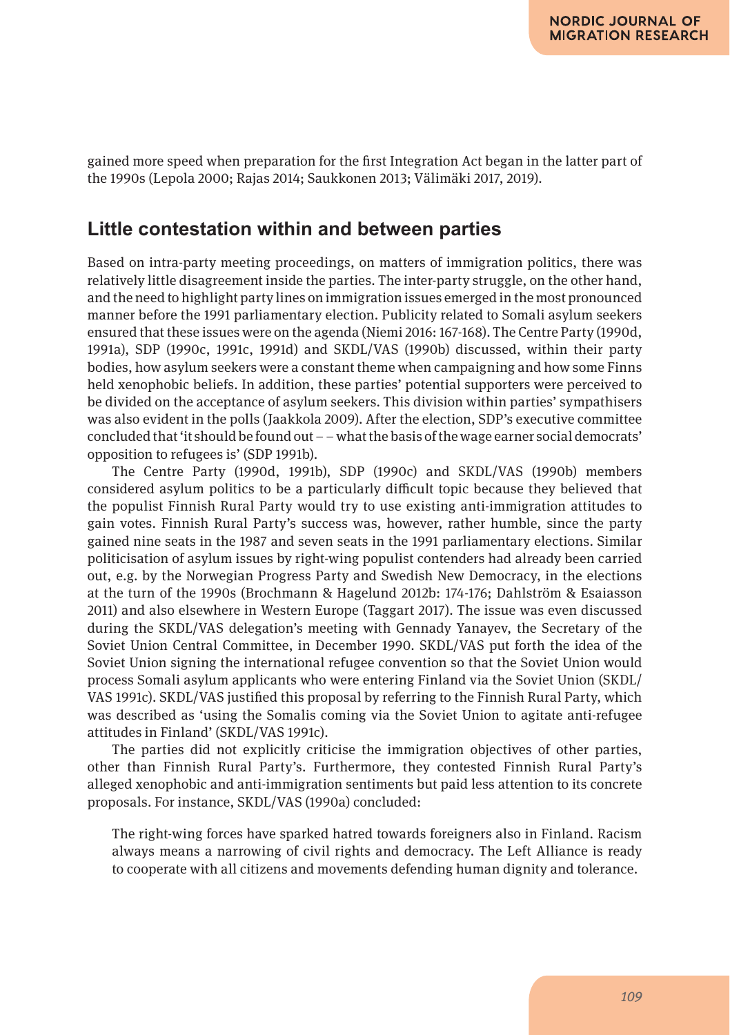gained more speed when preparation for the first Integration Act began in the latter part of the 1990s (Lepola 2000; Rajas 2014; Saukkonen 2013; Välimäki 2017, 2019).

## Little contestation within and between parties

Based on intra-party meeting proceedings, on matters of immigration politics, there was relatively little disagreement inside the parties. The inter-party struggle, on the other hand, and the need to highlight party lines on immigration issues emerged in the most pronounced manner before the 1991 parliamentary election. Publicity related to Somali asylum seekers ensured that these issues were on the agenda (Niemi 2016: 167-168). The Centre Party (1990d, 1991a), SDP (1990c, 1991c, 1991d) and SKDL/VAS (1990b) discussed, within their party bodies, how asylum seekers were a constant theme when campaigning and how some Finns held xenophobic beliefs. In addition, these parties' potential supporters were perceived to be divided on the acceptance of asylum seekers. This division within parties' sympathisers was also evident in the polls (Jaakkola 2009). After the election, SDP's executive committee concluded that 'it should be found out – – what the basis of the wage earner social democrats' opposition to refugees is' (SDP 1991b).

The Centre Party (1990d, 1991b), SDP (1990c) and SKDL/VAS (1990b) members considered asylum politics to be a particularly difficult topic because they believed that the populist Finnish Rural Party would try to use existing anti-immigration attitudes to gain votes. Finnish Rural Party's success was, however, rather humble, since the party gained nine seats in the 1987 and seven seats in the 1991 parliamentary elections. Similar politicisation of asylum issues by right-wing populist contenders had already been carried out, e.g. by the Norwegian Progress Party and Swedish New Democracy, in the elections at the turn of the 1990s (Brochmann & Hagelund 2012b: 174-176; Dahlström & Esaiasson 2011) and also elsewhere in Western Europe (Taggart 2017). The issue was even discussed during the SKDL/VAS delegation's meeting with Gennady Yanayev, the Secretary of the Soviet Union Central Committee, in December 1990. SKDL/VAS put forth the idea of the Soviet Union signing the international refugee convention so that the Soviet Union would process Somali asylum applicants who were entering Finland via the Soviet Union (SKDL/VAS 1991c). SKDL/VAS justified this proposal by referring to the Finnish Rural Party, which was described as 'using the Somalis coming via the Soviet Union to agitate anti-refugee attitudes in Finland' (SKDL/VAS 1991c).

The parties did not explicitly criticise the immigration objectives of other parties, other than Finnish Rural Party's. Furthermore, they contested Finnish Rural Party's alleged xenophobic and anti-immigration sentiments but paid less attention to its concrete proposals. For instance, SKDL/VAS (1990a) concluded:

> The right-wing forces have sparked hatred towards foreigners also in Finland. Racism always means a narrowing of civil rights and democracy. The Left Alliance is ready to cooperate with all citizens and movements defending human dignity and tolerance.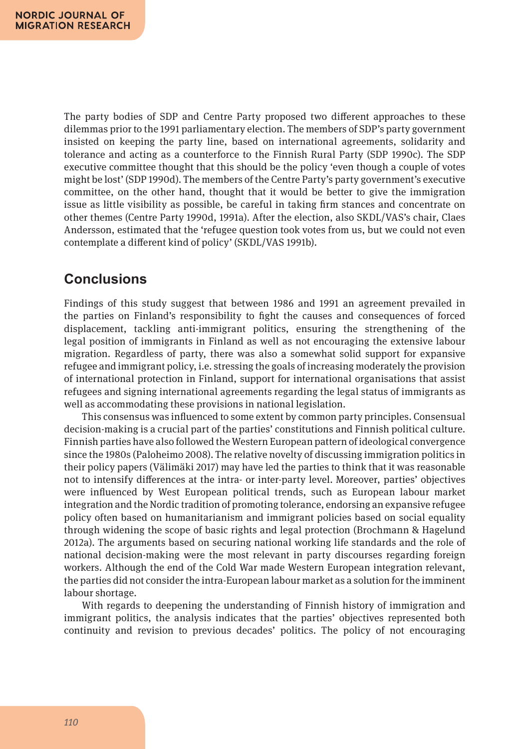The party bodies of SDP and Centre Party proposed two different approaches to these dilemmas prior to the 1991 parliamentary election. The members of SDP's party government insisted on keeping the party line, based on international agreements, solidarity and tolerance and acting as a counterforce to the Finnish Rural Party (SDP 1990c). The SDP executive committee thought that this should be the policy 'even though a couple of votes might be lost' (SDP 1990d). The members of the Centre Party's party government's executive committee, on the other hand, thought that it would be better to give the immigration issue as little visibility as possible, be careful in taking firm stances and concentrate on other themes (Centre Party 1990d, 1991a). After the election, also SKDL/VAS's chair, Claes Andersson, estimated that the 'refugee question took votes from us, but we could not even contemplate a different kind of policy' (SKDL/VAS 1991b).

## Conclusions

Findings of this study suggest that between 1986 and 1991 an agreement prevailed in the parties on Finland's responsibility to fight the causes and consequences of forced displacement, tackling anti-immigrant politics, ensuring the strengthening of the legal position of immigrants in Finland as well as not encouraging the extensive labour migration. Regardless of party, there was also a somewhat solid support for expansive refugee and immigrant policy, i.e. stressing the goals of increasing moderately the provision of international protection in Finland, support for international organisations that assist refugees and signing international agreements regarding the legal status of immigrants as well as accommodating these provisions in national legislation.

This consensus was influenced to some extent by common party principles. Consensual decision-making is a crucial part of the parties' constitutions and Finnish political culture. Finnish parties have also followed the Western European pattern of ideological convergence since the 1980s (Paloheimo 2008). The relative novelty of discussing immigration politics in their policy papers (Välimäki 2017) may have led the parties to think that it was reasonable not to intensify differences at the intra- or inter-party level. Moreover, parties' objectives were influenced by West European political trends, such as European labour market integration and the Nordic tradition of promoting tolerance, endorsing an expansive refugee policy often based on humanitarianism and immigrant policies based on social equality through widening the scope of basic rights and legal protection (Brochmann & Hagelund 2012a). The arguments based on securing national working life standards and the role of national decision-making were the most relevant in party discourses regarding foreign workers. Although the end of the Cold War made Western European integration relevant, the parties did not consider the intra-European labour market as a solution for the imminent labour shortage.

With regards to deepening the understanding of Finnish history of immigration and immigrant politics, the analysis indicates that the parties' objectives represented both continuity and revision to previous decades' politics. The policy of not encouraging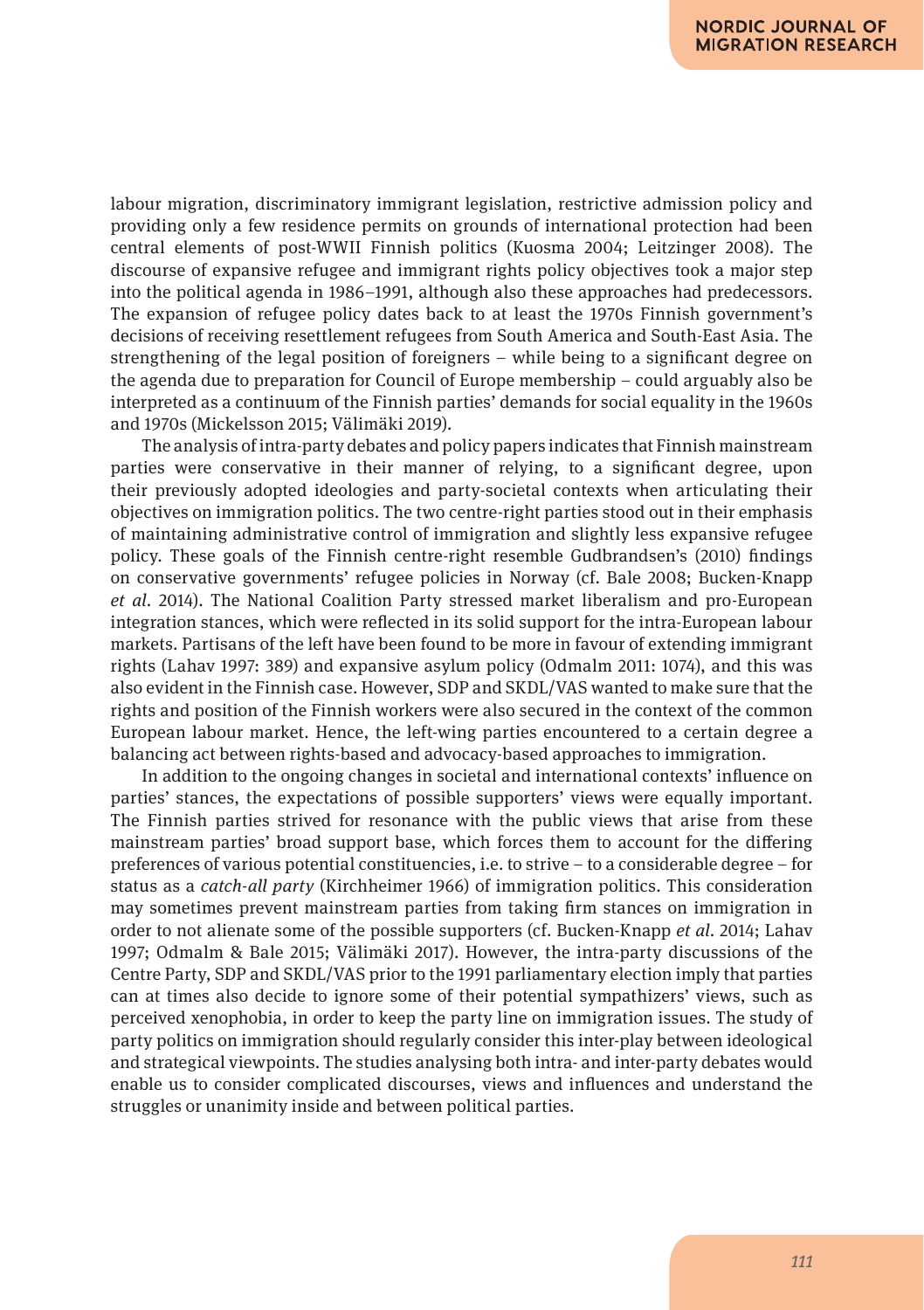labour migration, discriminatory immigrant legislation, restrictive admission policy and providing only a few residence permits on grounds of international protection had been central elements of post-WWII Finnish politics (Kuosma 2004; Leitzinger 2008). The discourse of expansive refugee and immigrant rights policy objectives took a major step into the political agenda in 1986–1991, although also these approaches had predecessors. The expansion of refugee policy dates back to at least the 1970s Finnish government's decisions of receiving resettlement refugees from South America and South-East Asia. The strengthening of the legal position of foreigners – while being to a significant degree on the agenda due to preparation for Council of Europe membership – could arguably also be interpreted as a continuum of the Finnish parties' demands for social equality in the 1960s and 1970s (Mickelsson 2015; Välimäki 2019).

The analysis of intra-party debates and policy papers indicates that Finnish mainstream parties were conservative in their manner of relying, to a significant degree, upon their previously adopted ideologies and party-societal contexts when articulating their objectives on immigration politics. The two centre-right parties stood out in their emphasis of maintaining administrative control of immigration and slightly less expansive refugee policy. These goals of the Finnish centre-right resemble Gudbrandsen's (2010) findings on conservative governments' refugee policies in Norway (cf. Bale 2008; Bucken-Knapp *et al*. 2014). The National Coalition Party stressed market liberalism and pro-European integration stances, which were reflected in its solid support for the intra-European labour markets. Partisans of the left have been found to be more in favour of extending immigrant rights (Lahav 1997: 389) and expansive asylum policy (Odmalm 2011: 1074), and this was also evident in the Finnish case. However, SDP and SKDL/VAS wanted to make sure that the rights and position of the Finnish workers were also secured in the context of the common European labour market. Hence, the left-wing parties encountered to a certain degree a balancing act between rights-based and advocacy-based approaches to immigration.

In addition to the ongoing changes in societal and international contexts' influence on parties' stances, the expectations of possible supporters' views were equally important. The Finnish parties strived for resonance with the public views that arise from these mainstream parties' broad support base, which forces them to account for the differing preferences of various potential constituencies, i.e. to strive – to a considerable degree – for status as a *catch-all party* (Kirchheimer 1966) of immigration politics. This consideration may sometimes prevent mainstream parties from taking firm stances on immigration in order to not alienate some of the possible supporters (cf. Bucken-Knapp *et al*. 2014; Lahav 1997; Odmalm & Bale 2015; Välimäki 2017). However, the intra-party discussions of the Centre Party, SDP and SKDL/VAS prior to the 1991 parliamentary election imply that parties can at times also decide to ignore some of their potential sympathizers' views, such as perceived xenophobia, in order to keep the party line on immigration issues. The study of party politics on immigration should regularly consider this inter-play between ideological and strategical viewpoints. The studies analysing both intra- and inter-party debates would enable us to consider complicated discourses, views and influences and understand the struggles or unanimity inside and between political parties.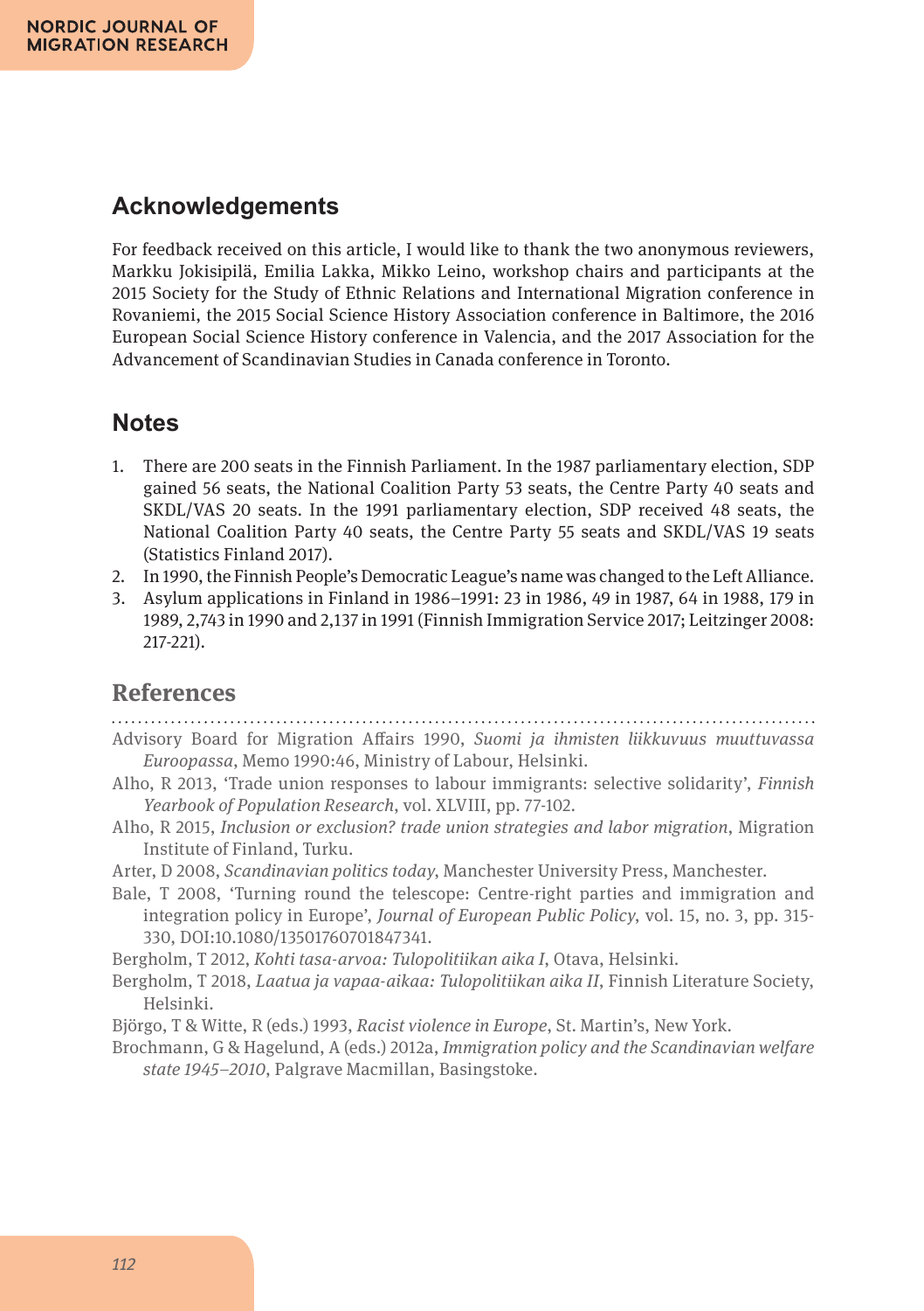## Acknowledgements

For feedback received on this article, I would like to thank the two anonymous reviewers, Markku Jokisipilä, Emilia Lakka, Mikko Leino, workshop chairs and participants at the 2015 Society for the Study of Ethnic Relations and International Migration conference in Rovaniemi, the 2015 Social Science History Association conference in Baltimore, the 2016 European Social Science History conference in Valencia, and the 2017 Association for the Advancement of Scandinavian Studies in Canada conference in Toronto.

## Notes

1. There are 200 seats in the Finnish Parliament. In the 1987 parliamentary election, SDP gained 56 seats, the National Coalition Party 53 seats, the Centre Party 40 seats and SKDL/VAS 20 seats. In the 1991 parliamentary election, SDP received 48 seats, the National Coalition Party 40 seats, the Centre Party 55 seats and SKDL/VAS 19 seats (Statistics Finland 2017).
2. In 1990, the Finnish People's Democratic League's name was changed to the Left Alliance.
3. Asylum applications in Finland in 1986–1991: 23 in 1986, 49 in 1987, 64 in 1988, 179 in 1989, 2,743 in 1990 and 2,137 in 1991 (Finnish Immigration Service 2017; Leitzinger 2008: 217-221).

## References

Advisory Board for Migration Affairs 1990, *Suomi ja ihmisten liikkuvuus muuttuvassa Euroopassa*, Memo 1990:46, Ministry of Labour, Helsinki.

Alho, R 2013, 'Trade union responses to labour immigrants: selective solidarity', *Finnish Yearbook of Population Research*, vol. XLVIII, pp. 77-102.

Alho, R 2015, *Inclusion or exclusion? trade union strategies and labor migration*, Migration Institute of Finland, Turku.

Arter, D 2008, *Scandinavian politics today*, Manchester University Press, Manchester.

Bale, T 2008, 'Turning round the telescope: Centre-right parties and immigration and integration policy in Europe', *Journal of European Public Policy*, vol. 15, no. 3, pp. 315-330, DOI:10.1080/13501760701847341.

Bergholm, T 2012, *Kohti tasa-arvoa: Tulopolitiikan aika I*, Otava, Helsinki.

Bergholm, T 2018, *Laatua ja vapaa-aikaa: Tulopolitiikan aika II*, Finnish Literature Society, Helsinki.

Björgo, T & Witte, R (eds.) 1993, *Racist violence in Europe*, St. Martin's, New York.

Brochmann, G & Hagelund, A (eds.) 2012a, *Immigration policy and the Scandinavian welfare state 1945–2010*, Palgrave Macmillan, Basingstoke.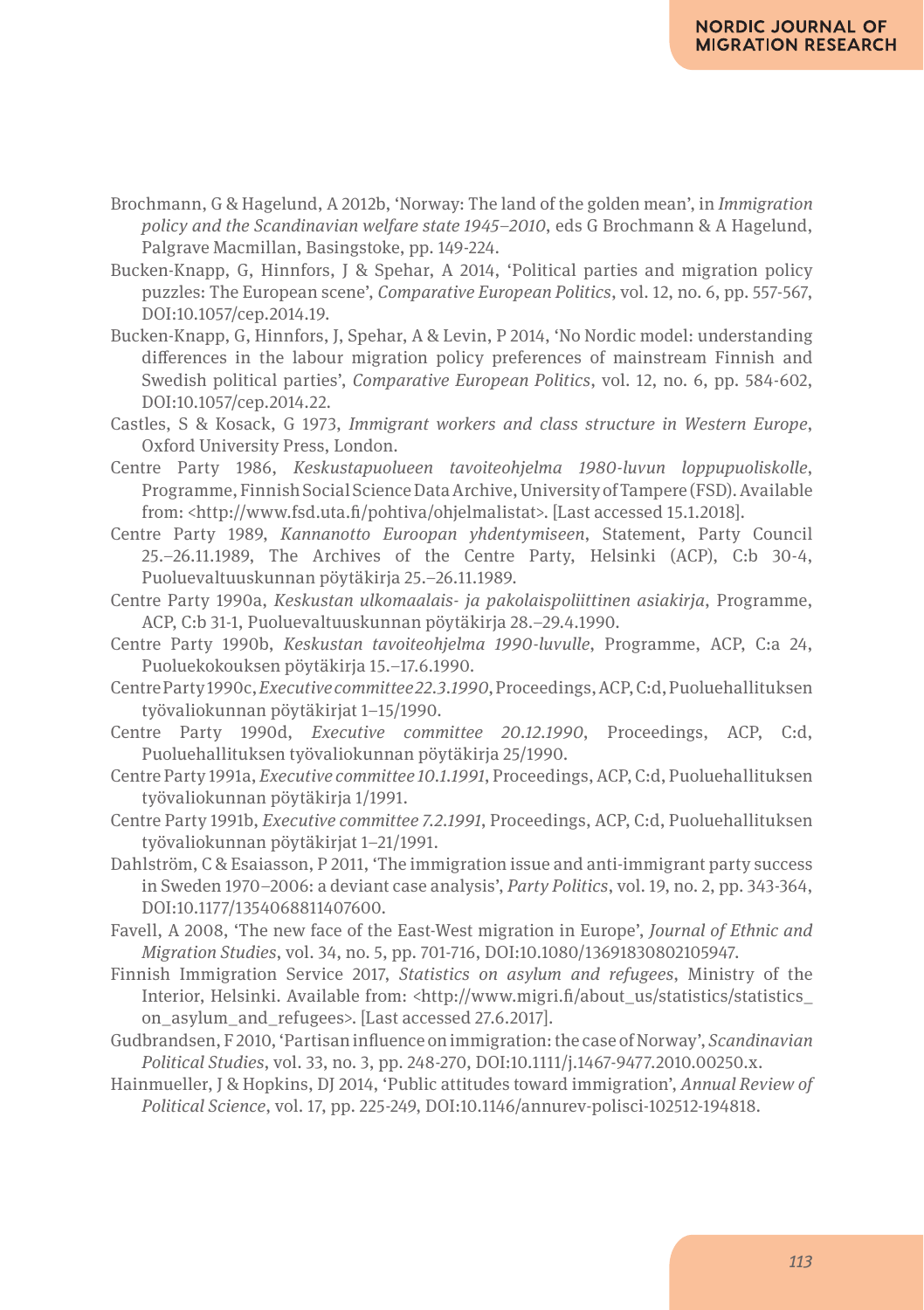Brochmann, G & Hagelund, A 2012b, 'Norway: The land of the golden mean', in *Immigration policy and the Scandinavian welfare state 1945–2010*, eds G Brochmann & A Hagelund, Palgrave Macmillan, Basingstoke, pp. 149-224.

Bucken-Knapp, G, Hinnfors, J & Spehar, A 2014, 'Political parties and migration policy puzzles: The European scene', *Comparative European Politics*, vol. 12, no. 6, pp. 557-567, DOI:10.1057/cep.2014.19.

Bucken-Knapp, G, Hinnfors, J, Spehar, A & Levin, P 2014, 'No Nordic model: understanding differences in the labour migration policy preferences of mainstream Finnish and Swedish political parties', *Comparative European Politics*, vol. 12, no. 6, pp. 584-602, DOI:10.1057/cep.2014.22.

Castles, S & Kosack, G 1973, *Immigrant workers and class structure in Western Europe*, Oxford University Press, London.

Centre Party 1986, *Keskustapuolueen tavoiteohjelma 1980-luvun loppupuoliskolle*, Programme, Finnish Social Science Data Archive, University of Tampere (FSD). Available from: <http://www.fsd.uta.fi/pohtiva/ohjelmalistat>. [Last accessed 15.1.2018].

Centre Party 1989, *Kannanotto Euroopan yhdentymiseen*, Statement, Party Council 25.–26.11.1989, The Archives of the Centre Party, Helsinki (ACP), C:b 30-4, Puoluevaltuuskunnan pöytäkirja 25.–26.11.1989.

Centre Party 1990a, *Keskustan ulkomaalais- ja pakolaispoliittinen asiakirja*, Programme, ACP, C:b 31-1, Puoluevaltuuskunnan pöytäkirja 28.–29.4.1990.

Centre Party 1990b, *Keskustan tavoiteohjelma 1990-luvulle*, Programme, ACP, C:a 24, Puoluekokouksen pöytäkirja 15.–17.6.1990.

Centre Party 1990c, *Executive committee 22.3.1990*, Proceedings, ACP, C:d, Puoluehallituksen työvaliokunnan pöytäkirjat 1–15/1990.

Centre Party 1990d, *Executive committee 20.12.1990*, Proceedings, ACP, C:d, Puoluehallituksen työvaliokunnan pöytäkirja 25/1990.

Centre Party 1991a, *Executive committee 10.1.1991*, Proceedings, ACP, C:d, Puoluehallituksen työvaliokunnan pöytäkirja 1/1991.

Centre Party 1991b, *Executive committee 7.2.1991*, Proceedings, ACP, C:d, Puoluehallituksen työvaliokunnan pöytäkirjat 1–21/1991.

Dahlström, C & Esaiasson, P 2011, 'The immigration issue and anti-immigrant party success in Sweden 1970–2006: a deviant case analysis', *Party Politics*, vol. 19, no. 2, pp. 343-364, DOI:10.1177/1354068811407600.

Favell, A 2008, 'The new face of the East-West migration in Europe', *Journal of Ethnic and Migration Studies*, vol. 34, no. 5, pp. 701-716, DOI:10.1080/13691830802105947.

Finnish Immigration Service 2017, *Statistics on asylum and refugees*, Ministry of the Interior, Helsinki. Available from: <http://www.migri.fi/about_us/statistics/statistics_on_asylum_and_refugees>. [Last accessed 27.6.2017].

Gudbrandsen, F 2010, 'Partisan influence on immigration: the case of Norway', *Scandinavian Political Studies*, vol. 33, no. 3, pp. 248-270, DOI:10.1111/j.1467-9477.2010.00250.x.

Hainmueller, J & Hopkins, DJ 2014, 'Public attitudes toward immigration', *Annual Review of Political Science*, vol. 17, pp. 225-249, DOI:10.1146/annurev-polisci-102512-194818.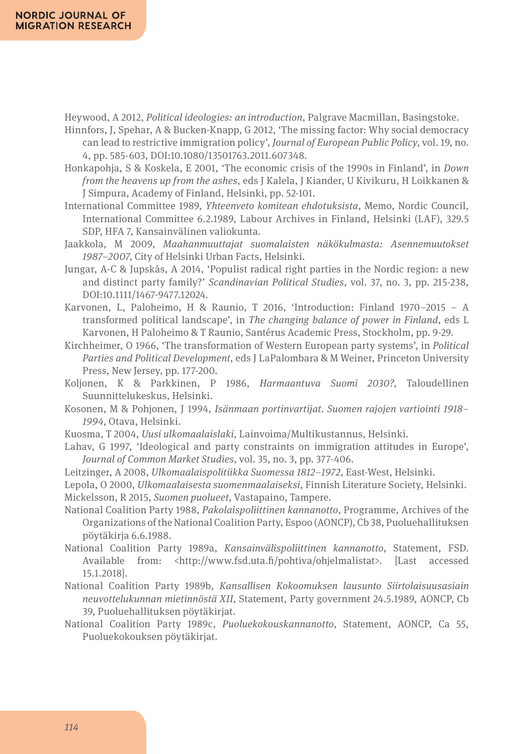Heywood, A 2012, *Political ideologies: an introduction*, Palgrave Macmillan, Basingstoke.

Hinnfors, J, Spehar, A & Bucken-Knapp, G 2012, 'The missing factor: Why social democracy can lead to restrictive immigration policy', *Journal of European Public Policy*, vol. 19, no. 4, pp. 585-603, DOI:10.1080/13501763.2011.607348.

Honkapohja, S & Koskela, E 2001, 'The economic crisis of the 1990s in Finland', in *Down from the heavens up from the ashes*, eds J Kalela, J Kiander, U Kivikuru, H Loikkanen & J Simpura, Academy of Finland, Helsinki, pp. 52-101.

International Committee 1989, *Yhteenveto komitean ehdotuksista*, Memo, Nordic Council, International Committee 6.2.1989, Labour Archives in Finland, Helsinki (LAF), 329.5 SDP, HFA 7, Kansainvälinen valiokunta.

Jaakkola, M 2009, *Maahanmuuttajat suomalaisten näkökulmasta: Asennemuutokset 1987–2007*, City of Helsinki Urban Facts, Helsinki.

Jungar, A-C & Jupskås, A 2014, 'Populist radical right parties in the Nordic region: a new and distinct party family?' *Scandinavian Political Studies*, vol. 37, no. 3, pp. 215-238, DOI:10.1111/1467-9477.12024.

Karvonen, L, Paloheimo, H & Raunio, T 2016, 'Introduction: Finland 1970–2015 – A transformed political landscape', in *The changing balance of power in Finland*, eds L Karvonen, H Paloheimo & T Raunio, Santérus Academic Press, Stockholm, pp. 9-29.

Kirchheimer, O 1966, 'The transformation of Western European party systems', in *Political Parties and Political Development*, eds J LaPalombara & M Weiner, Princeton University Press, New Jersey, pp. 177-200.

Koljonen, K & Parkkinen, P 1986, *Harmaantuva Suomi 2030?*, Taloudellinen Suunnittelukeskus, Helsinki.

Kosonen, M & Pohjonen, J 1994, *Isänmaan portinvartijat. Suomen rajojen vartiointi 1918–1994*, Otava, Helsinki.

Kuosma, T 2004, *Uusi ulkomaalaislaki*, Lainvoima/Multikustannus, Helsinki.

Lahav, G 1997, 'Ideological and party constraints on immigration attitudes in Europe', *Journal of Common Market Studies*, vol. 35, no. 3, pp. 377-406.

Leitzinger, A 2008, *Ulkomaalaispolitiikka Suomessa 1812–1972*, East-West, Helsinki.

Lepola, O 2000, *Ulkomaalaisesta suomenmaalaiseksi*, Finnish Literature Society, Helsinki.

Mickelsson, R 2015, *Suomen puolueet*, Vastapaino, Tampere.

National Coalition Party 1988, *Pakolaispoliittinen kannanotto*, Programme, Archives of the Organizations of the National Coalition Party, Espoo (AONCP), Cb 38, Puoluehallituksen pöytäkirja 6.6.1988.

National Coalition Party 1989a, *Kansainvälispoliittinen kannanotto*, Statement, FSD. Available from: <http://www.fsd.uta.fi/pohtiva/ohjelmalistat>. [Last accessed 15.1.2018].

National Coalition Party 1989b, *Kansallisen Kokoomuksen lausunto Siirtolaisuusasiain neuvottelukunnan mietinnöstä XII*, Statement, Party government 24.5.1989, AONCP, Cb 39, Puoluehallituksen pöytäkirjat.

National Coalition Party 1989c, *Puoluekokouskannanotto*, Statement, AONCP, Ca 55, Puoluekokouksen pöytäkirjat.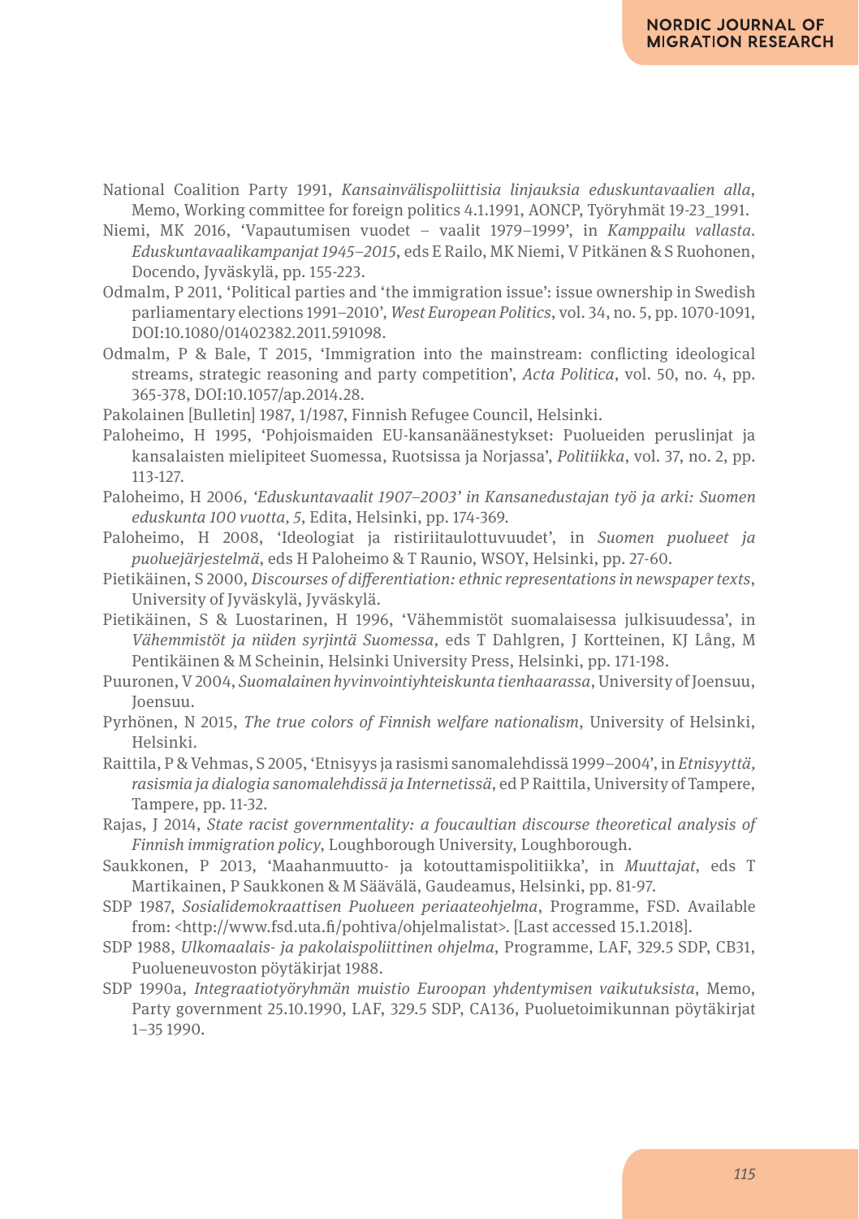National Coalition Party 1991, *Kansainvälispoliittisia linjauksia eduskuntavaalien alla*, Memo, Working committee for foreign politics 4.1.1991, AONCP, Työryhmät 19-23_1991.

Niemi, MK 2016, 'Vapautumisen vuodet – vaalit 1979–1999', in *Kamppailu vallasta. Eduskuntavaalikampanjat 1945–2015*, eds E Railo, MK Niemi, V Pitkänen & S Ruohonen, Docendo, Jyväskylä, pp. 155-223.

Odmalm, P 2011, 'Political parties and 'the immigration issue': issue ownership in Swedish parliamentary elections 1991–2010', *West European Politics*, vol. 34, no. 5, pp. 1070-1091, DOI:10.1080/01402382.2011.591098.

Odmalm, P & Bale, T 2015, 'Immigration into the mainstream: conflicting ideological streams, strategic reasoning and party competition', *Acta Politica*, vol. 50, no. 4, pp. 365-378, DOI:10.1057/ap.2014.28.

Pakolainen [Bulletin] 1987, 1/1987, Finnish Refugee Council, Helsinki.

Paloheimo, H 1995, 'Pohjoismaiden EU-kansanäänestykset: Puolueiden peruslinjat ja kansalaisten mielipiteet Suomessa, Ruotsissa ja Norjassa', *Politiikka*, vol. 37, no. 2, pp. 113-127.

Paloheimo, H 2006, *'Eduskuntavaalit 1907–2003' in Kansanedustajan työ ja arki: Suomen eduskunta 100 vuotta, 5*, Edita, Helsinki, pp. 174-369.

Paloheimo, H 2008, 'Ideologiat ja ristiriitaulottuvuudet', in *Suomen puolueet ja puoluejärjestelmä*, eds H Paloheimo & T Raunio, WSOY, Helsinki, pp. 27-60.

Pietikäinen, S 2000, *Discourses of differentiation: ethnic representations in newspaper texts*, University of Jyväskylä, Jyväskylä.

Pietikäinen, S & Luostarinen, H 1996, 'Vähemmistöt suomalaisessa julkisuudessa', in *Vähemmistöt ja niiden syrjintä Suomessa*, eds T Dahlgren, J Kortteinen, KJ Lång, M Pentikäinen & M Scheinin, Helsinki University Press, Helsinki, pp. 171-198.

Puuronen, V 2004, *Suomalainen hyvinvointiyhteiskunta tienhaarassa*, University of Joensuu, Joensuu.

Pyrhönen, N 2015, *The true colors of Finnish welfare nationalism*, University of Helsinki, Helsinki.

Raittila, P & Vehmas, S 2005, 'Etnisyys ja rasismi sanomalehdissä 1999–2004', in *Etnisyyttä, rasismia ja dialogia sanomalehdissä ja Internetissä*, ed P Raittila, University of Tampere, Tampere, pp. 11-32.

Rajas, J 2014, *State racist governmentality: a foucaultian discourse theoretical analysis of Finnish immigration policy*, Loughborough University, Loughborough.

Saukkonen, P 2013, 'Maahanmuutto- ja kotouttamispolitiikka', in *Muuttajat*, eds T Martikainen, P Saukkonen & M Säävälä, Gaudeamus, Helsinki, pp. 81-97.

SDP 1987, *Sosialidemokraattisen Puolueen periaateohjelma*, Programme, FSD. Available from: <http://www.fsd.uta.fi/pohtiva/ohjelmalistat>. [Last accessed 15.1.2018].

SDP 1988, *Ulkomaalais- ja pakolaispoliittinen ohjelma*, Programme, LAF, 329.5 SDP, CB31, Puolueneuvoston pöytäkirjat 1988.

SDP 1990a, *Integraatiotyöryhmän muistio Euroopan yhdentymisen vaikutuksista*, Memo, Party government 25.10.1990, LAF, 329.5 SDP, CA136, Puoluetoimikunnan pöytäkirjat 1–35 1990.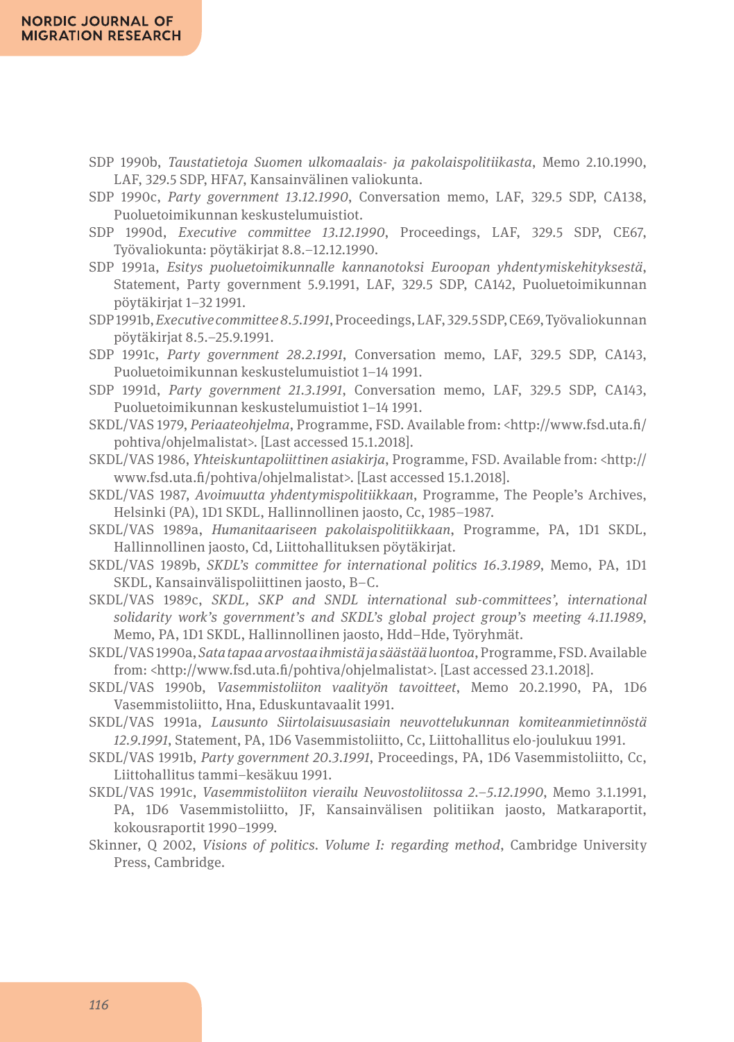SDP 1990b, *Taustatietoja Suomen ulkomaalais- ja pakolaispolitiikasta*, Memo 2.10.1990, LAF, 329.5 SDP, HFA7, Kansainvälinen valiokunta.

SDP 1990c, *Party government 13.12.1990*, Conversation memo, LAF, 329.5 SDP, CA138, Puoluetoimikunnan keskustelumuistiot.

SDP 1990d, *Executive committee 13.12.1990*, Proceedings, LAF, 329.5 SDP, CE67, Työvaliokunta: pöytäkirjat 8.8.–12.12.1990.

SDP 1991a, *Esitys puoluetoimikunnalle kannanotoksi Euroopan yhdentymiskehityksestä*, Statement, Party government 5.9.1991, LAF, 329.5 SDP, CA142, Puoluetoimikunnan pöytäkirjat 1–32 1991.

SDP 1991b, *Executive committee 8.5.1991*, Proceedings, LAF, 329.5 SDP, CE69, Työvaliokunnan pöytäkirjat 8.5.–25.9.1991.

SDP 1991c, *Party government 28.2.1991*, Conversation memo, LAF, 329.5 SDP, CA143, Puoluetoimikunnan keskustelumuistiot 1–14 1991.

SDP 1991d, *Party government 21.3.1991*, Conversation memo, LAF, 329.5 SDP, CA143, Puoluetoimikunnan keskustelumuistiot 1–14 1991.

SKDL/VAS 1979, *Periaateohjelma*, Programme, FSD. Available from: <http://www.fsd.uta.fi/pohtiva/ohjelmalistat>. [Last accessed 15.1.2018].

SKDL/VAS 1986, *Yhteiskuntapoliittinen asiakirja*, Programme, FSD. Available from: <http://www.fsd.uta.fi/pohtiva/ohjelmalistat>. [Last accessed 15.1.2018].

SKDL/VAS 1987, *Avoimuutta yhdentymispolitiikkaan*, Programme, The People's Archives, Helsinki (PA), 1D1 SKDL, Hallinnollinen jaosto, Cc, 1985–1987.

SKDL/VAS 1989a, *Humanitaariseen pakolaispolitiikkaan*, Programme, PA, 1D1 SKDL, Hallinnollinen jaosto, Cd, Liittohallituksen pöytäkirjat.

SKDL/VAS 1989b, *SKDL's committee for international politics 16.3.1989*, Memo, PA, 1D1 SKDL, Kansainvälispoliittinen jaosto, B–C.

SKDL/VAS 1989c, *SKDL, SKP and SNDL international sub-committees', international solidarity work's government's and SKDL's global project group's meeting 4.11.1989*, Memo, PA, 1D1 SKDL, Hallinnollinen jaosto, Hdd–Hde, Työryhmät.

SKDL/VAS 1990a, *Sata tapaa arvostaa ihmistä ja säästää luontoa*, Programme, FSD. Available from: <http://www.fsd.uta.fi/pohtiva/ohjelmalistat>. [Last accessed 23.1.2018].

SKDL/VAS 1990b, *Vasemmistoliiton vaalityön tavoitteet*, Memo 20.2.1990, PA, 1D6 Vasemmistoliitto, Hna, Eduskuntavaalit 1991.

SKDL/VAS 1991a, *Lausunto Siirtolaisuusasiain neuvottelukunnan komiteanmietinnöstä 12.9.1991*, Statement, PA, 1D6 Vasemmistoliitto, Cc, Liittohallitus elo-joulukuu 1991.

SKDL/VAS 1991b, *Party government 20.3.1991*, Proceedings, PA, 1D6 Vasemmistoliitto, Cc, Liittohallitus tammi–kesäkuu 1991.

SKDL/VAS 1991c, *Vasemmistoliiton vierailu Neuvostoliitossa 2.–5.12.1990*, Memo 3.1.1991, PA, 1D6 Vasemmistoliitto, JF, Kansainvälisen politiikan jaosto, Matkaraportit, kokousraportit 1990–1999.

Skinner, Q 2002, *Visions of politics. Volume I: regarding method*, Cambridge University Press, Cambridge.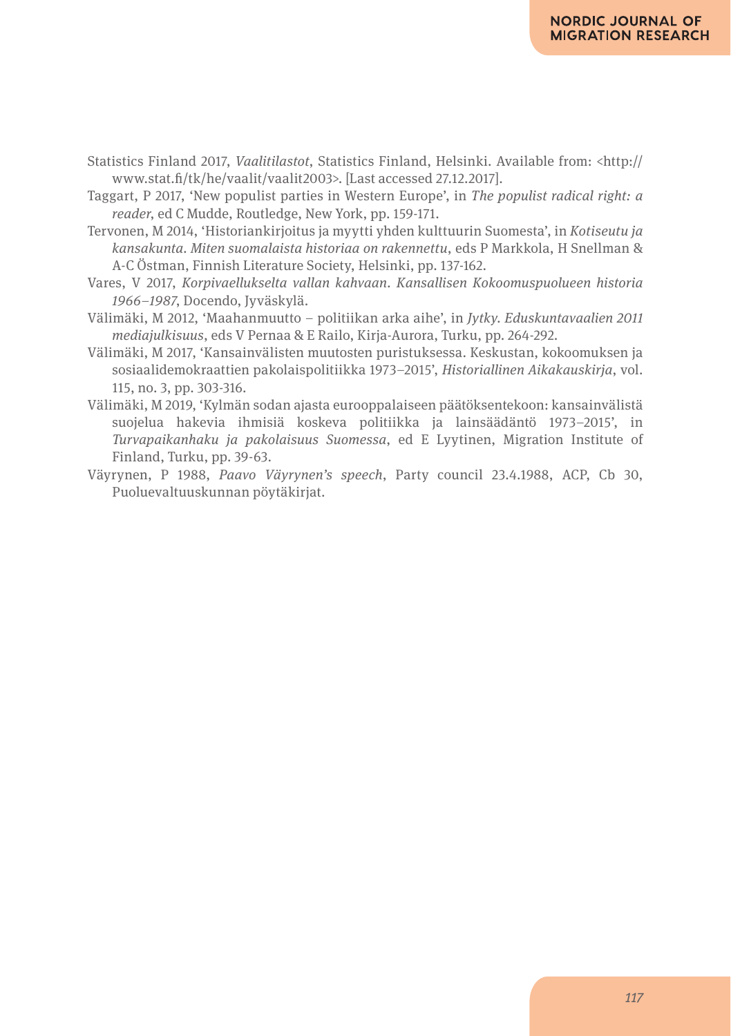Statistics Finland 2017, *Vaalitilastot*, Statistics Finland, Helsinki. Available from: <http://www.stat.fi/tk/he/vaalit/vaalit2003>. [Last accessed 27.12.2017].

Taggart, P 2017, 'New populist parties in Western Europe', in *The populist radical right: a reader*, ed C Mudde, Routledge, New York, pp. 159-171.

Tervonen, M 2014, 'Historiankirjoitus ja myytti yhden kulttuurin Suomesta', in *Kotiseutu ja kansakunta. Miten suomalaista historiaa on rakennettu*, eds P Markkola, H Snellman & A-C Östman, Finnish Literature Society, Helsinki, pp. 137-162.

Vares, V 2017, *Korpivaellukselta vallan kahvaan. Kansallisen Kokoomuspuolueen historia 1966–1987*, Docendo, Jyväskylä.

Välimäki, M 2012, 'Maahanmuutto – politiikan arka aihe', in *Jytky. Eduskuntavaalien 2011 mediajulkisuus*, eds V Pernaa & E Railo, Kirja-Aurora, Turku, pp. 264-292.

Välimäki, M 2017, 'Kansainvälisten muutosten puristuksessa. Keskustan, kokoomuksen ja sosiaalidemokraattien pakolaispolitiikka 1973–2015', *Historiallinen Aikakauskirja*, vol. 115, no. 3, pp. 303-316.

Välimäki, M 2019, 'Kylmän sodan ajasta eurooppalaiseen päätöksentekoon: kansainvälistä suojelua hakevia ihmisiä koskeva politiikka ja lainsäädäntö 1973–2015', in *Turvapaikanhaku ja pakolaisuus Suomessa*, ed E Lyytinen, Migration Institute of Finland, Turku, pp. 39-63.

Väyrynen, P 1988, *Paavo Väyrynen's speech*, Party council 23.4.1988, ACP, Cb 30, Puoluevaltuuskunnan pöytäkirjat.